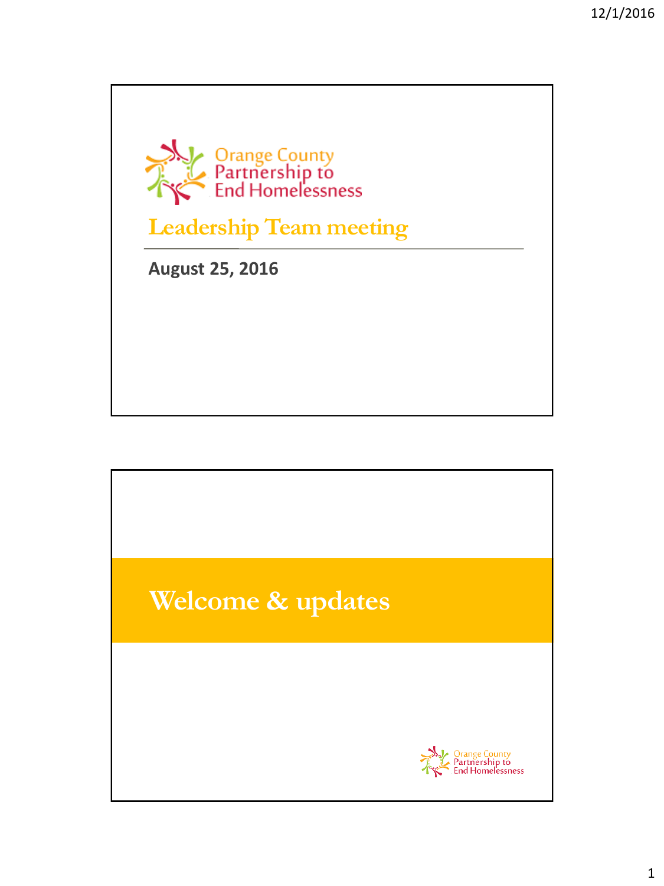Orange County Partnership to End Homelessness

# Leadership Team meeting

**August 25, 2016**

# Welcome & updates

Orange County Partnership to End Homelessness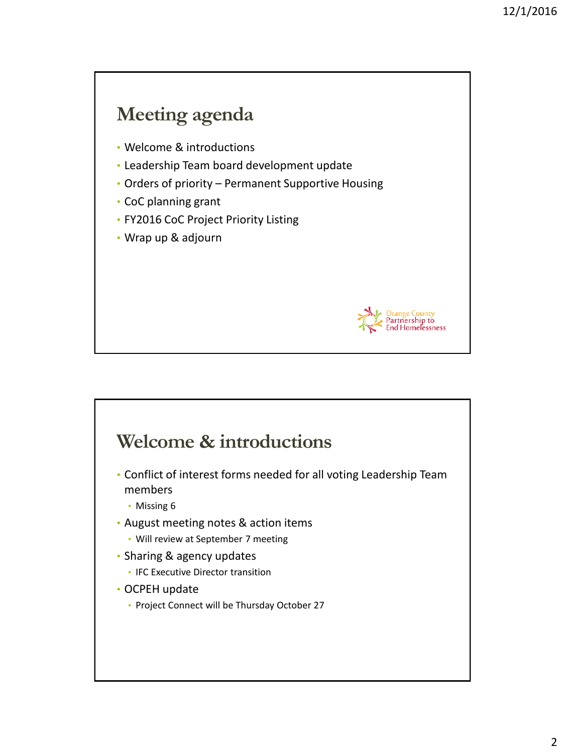# Meeting agenda

- Welcome & introductions
- Leadership Team board development update
- Orders of priority – Permanent Supportive Housing
- CoC planning grant
- FY2016 CoC Project Priority Listing
- Wrap up & adjourn

Orange County Partnership to End Homelessness

# Welcome & introductions

- Conflict of interest forms needed for all voting Leadership Team members
  - Missing 6
- August meeting notes & action items
  - Will review at September 7 meeting
- Sharing & agency updates
  - IFC Executive Director transition
- OCPEH update
  - Project Connect will be Thursday October 27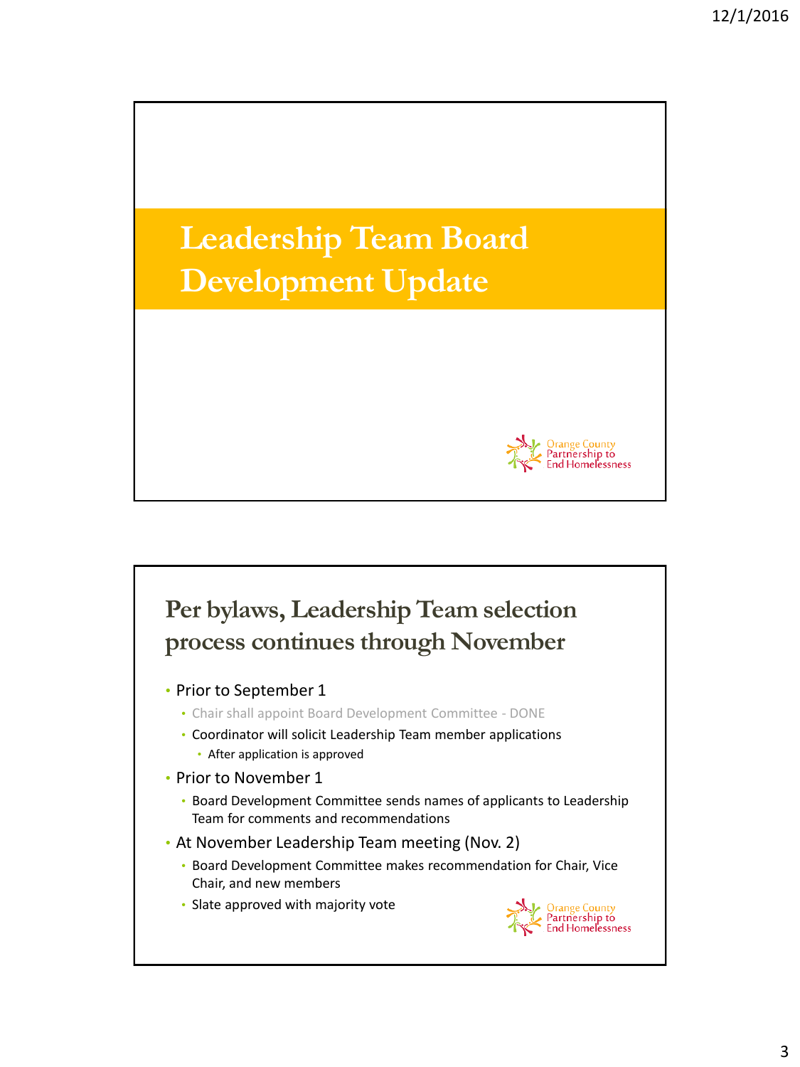# Leadership Team Board Development Update

Orange County Partnership to End Homelessness

## Per bylaws, Leadership Team selection process continues through November

- Prior to September 1
  - Chair shall appoint Board Development Committee - DONE
  - Coordinator will solicit Leadership Team member applications
    - After application is approved
- Prior to November 1
  - Board Development Committee sends names of applicants to Leadership Team for comments and recommendations
- At November Leadership Team meeting (Nov. 2)
  - Board Development Committee makes recommendation for Chair, Vice Chair, and new members
  - Slate approved with majority vote

Orange County Partnership to End Homelessness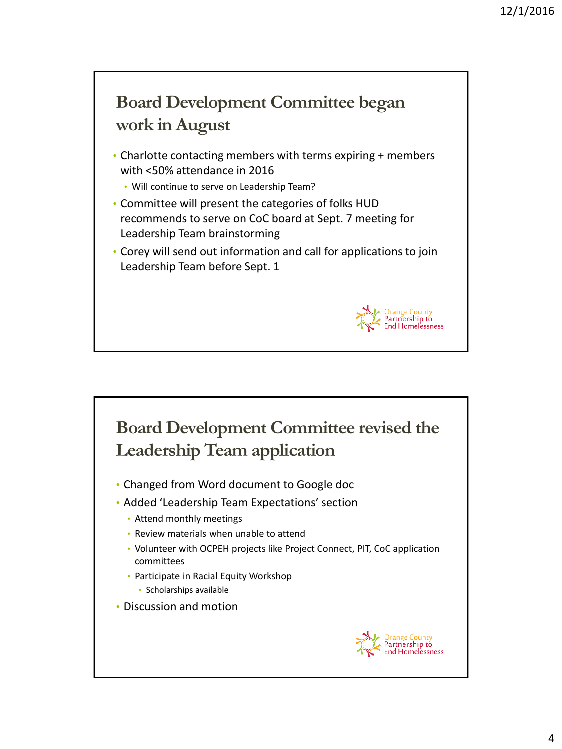## Board Development Committee began work in August

- Charlotte contacting members with terms expiring + members with <50% attendance in 2016
  - Will continue to serve on Leadership Team?
- Committee will present the categories of folks HUD recommends to serve on CoC board at Sept. 7 meeting for Leadership Team brainstorming
- Corey will send out information and call for applications to join Leadership Team before Sept. 1

Orange County Partnership to End Homelessness

## Board Development Committee revised the Leadership Team application

- Changed from Word document to Google doc
- Added 'Leadership Team Expectations' section
  - Attend monthly meetings
  - Review materials when unable to attend
  - Volunteer with OCPEH projects like Project Connect, PIT, CoC application committees
  - Participate in Racial Equity Workshop
    - Scholarships available
- Discussion and motion

Orange County Partnership to End Homelessness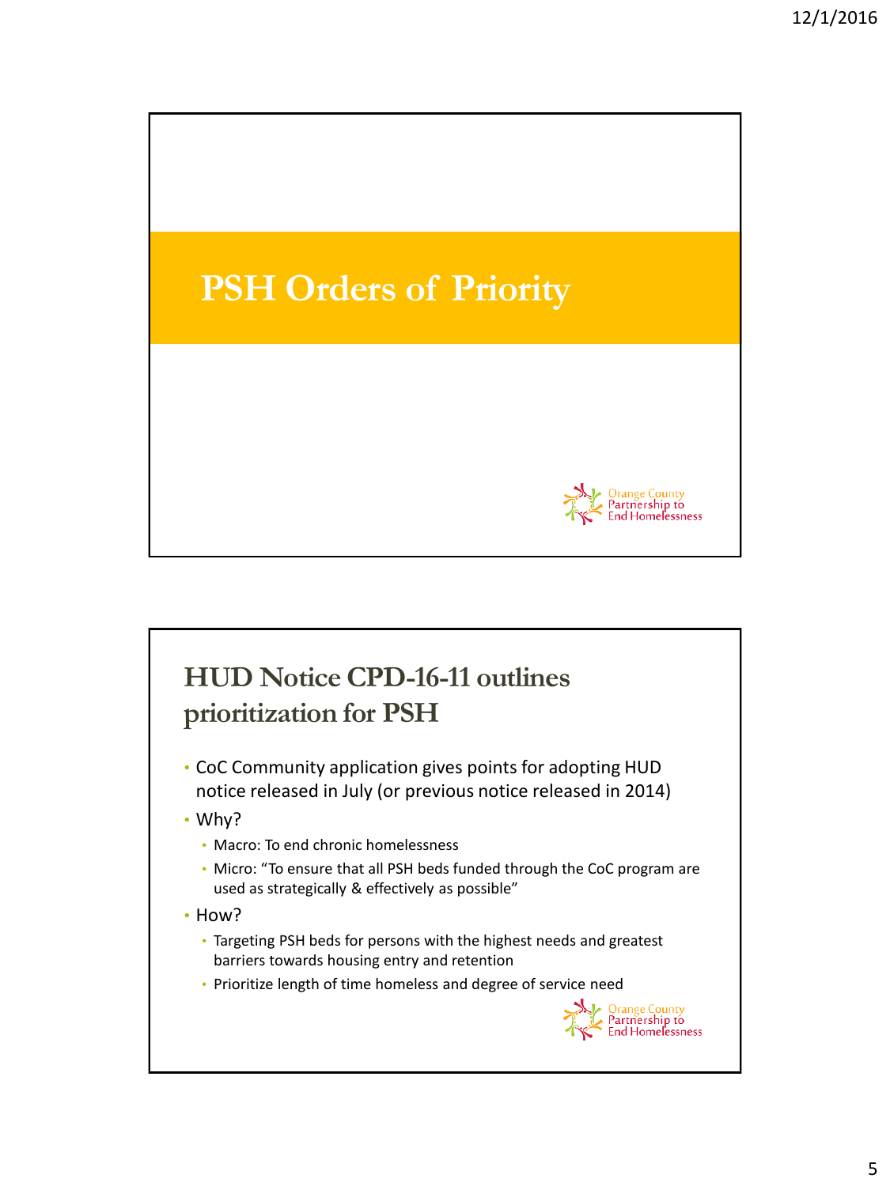# PSH Orders of Priority

## HUD Notice CPD-16-11 outlines prioritization for PSH

- CoC Community application gives points for adopting HUD notice released in July (or previous notice released in 2014)
- Why?
  - Macro: To end chronic homelessness
  - Micro: "To ensure that all PSH beds funded through the CoC program are used as strategically & effectively as possible"
- How?
  - Targeting PSH beds for persons with the highest needs and greatest barriers towards housing entry and retention
  - Prioritize length of time homeless and degree of service need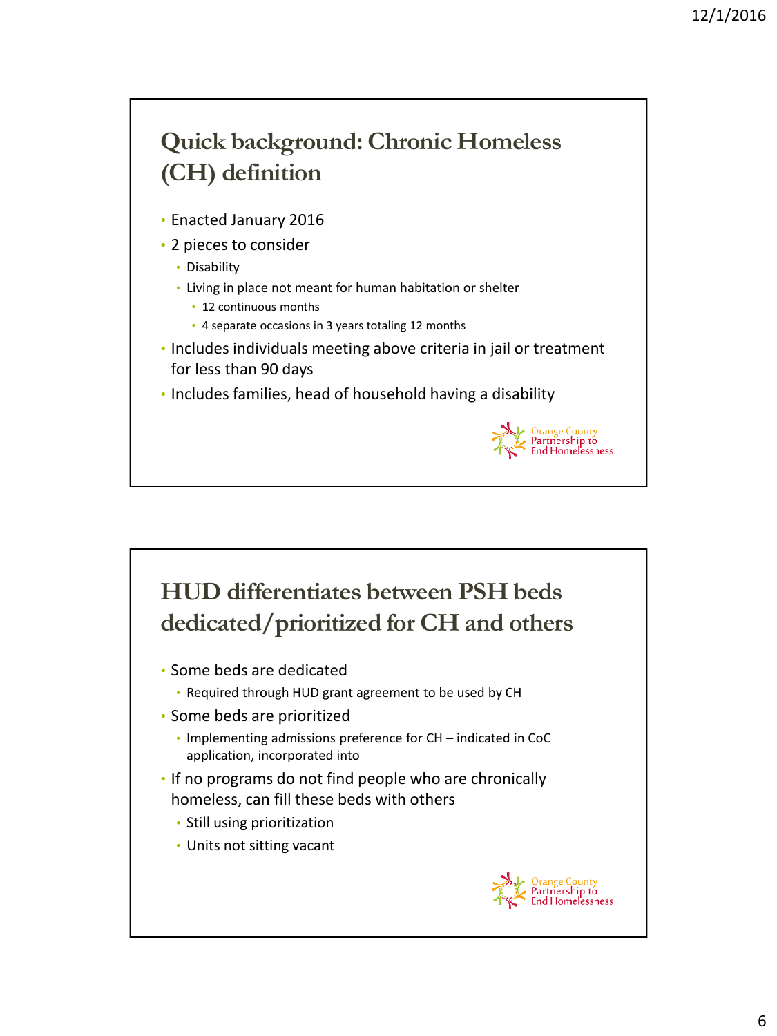## Quick background: Chronic Homeless (CH) definition

- Enacted January 2016
- 2 pieces to consider
  - Disability
  - Living in place not meant for human habitation or shelter
    - 12 continuous months
    - 4 separate occasions in 3 years totaling 12 months
- Includes individuals meeting above criteria in jail or treatment for less than 90 days
- Includes families, head of household having a disability

Orange County Partnership to End Homelessness

## HUD differentiates between PSH beds dedicated/prioritized for CH and others

- Some beds are dedicated
  - Required through HUD grant agreement to be used by CH
- Some beds are prioritized
  - Implementing admissions preference for CH – indicated in CoC application, incorporated into
- If no programs do not find people who are chronically homeless, can fill these beds with others
  - Still using prioritization
  - Units not sitting vacant

Orange County Partnership to End Homelessness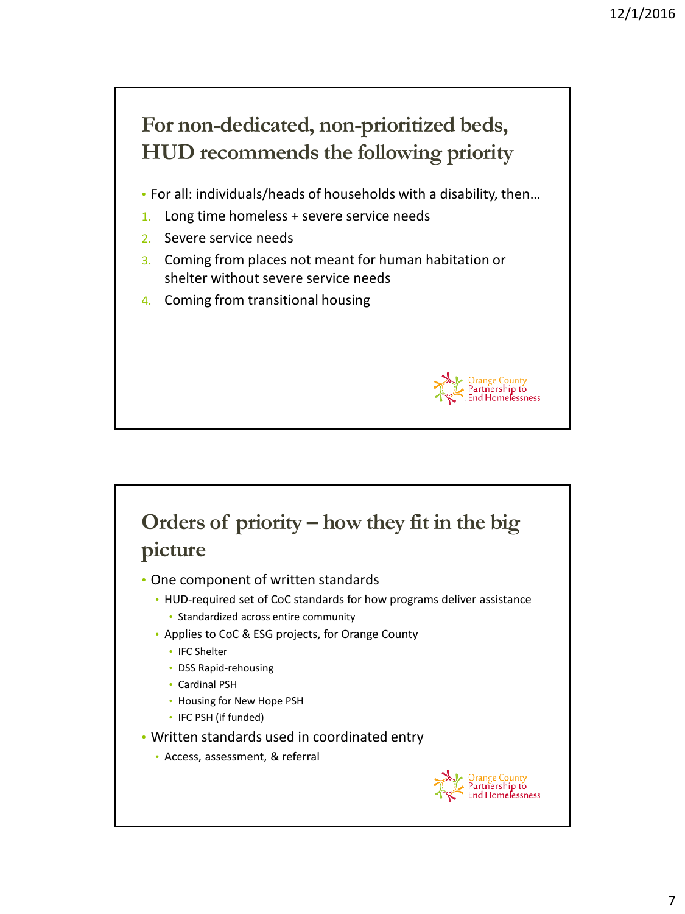## For non-dedicated, non-prioritized beds, HUD recommends the following priority

- For all: individuals/heads of households with a disability, then…

1. Long time homeless + severe service needs
2. Severe service needs
3. Coming from places not meant for human habitation or shelter without severe service needs
4. Coming from transitional housing

Orange County Partnership to End Homelessness

## Orders of priority – how they fit in the big picture

- One component of written standards
  - HUD-required set of CoC standards for how programs deliver assistance
    - Standardized across entire community
  - Applies to CoC & ESG projects, for Orange County
    - IFC Shelter
    - DSS Rapid-rehousing
    - Cardinal PSH
    - Housing for New Hope PSH
    - IFC PSH (if funded)
- Written standards used in coordinated entry
  - Access, assessment, & referral

Orange County Partnership to End Homelessness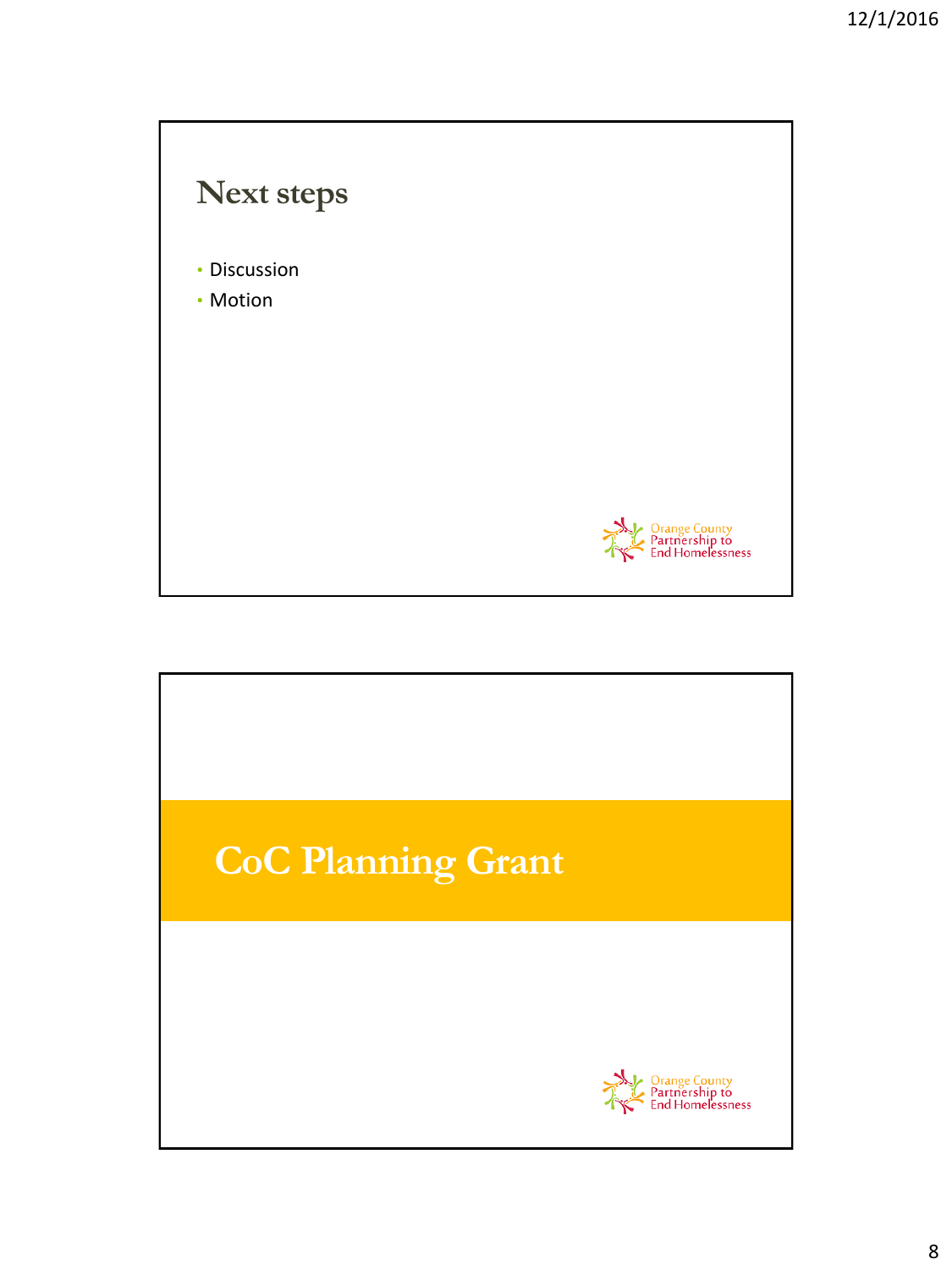## Next steps

- Discussion
- Motion

Orange County Partnership to End Homelessness

## CoC Planning Grant

Orange County Partnership to End Homelessness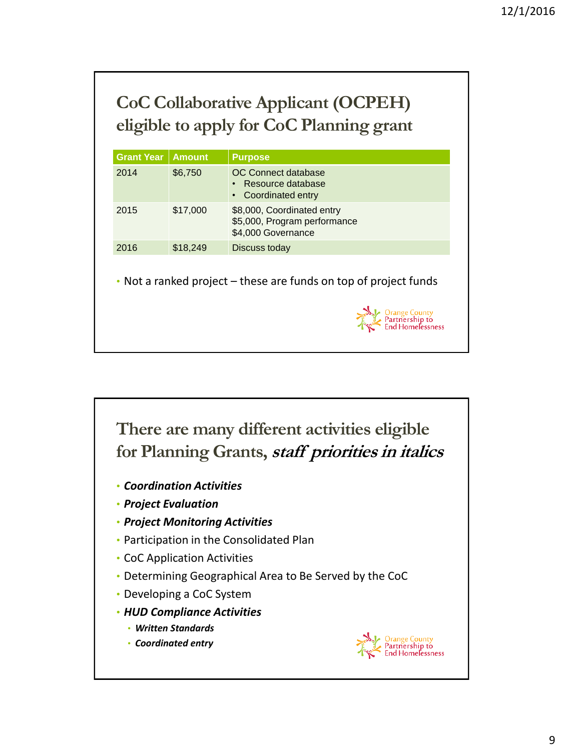## CoC Collaborative Applicant (OCPEH) eligible to apply for CoC Planning grant

| Grant Year | Amount | Purpose |
|---|---|---|
| 2014 | $6,750 | OC Connect database<br>• Resource database<br>• Coordinated entry |
| 2015 | $17,000 | $8,000, Coordinated entry<br>$5,000, Program performance<br>$4,000 Governance |
| 2016 | $18,249 | Discuss today |

- Not a ranked project – these are funds on top of project funds

Orange County Partnership to End Homelessness

## There are many different activities eligible for Planning Grants, *staff priorities in italics*

- ***Coordination Activities***
- ***Project Evaluation***
- ***Project Monitoring Activities***
- Participation in the Consolidated Plan
- CoC Application Activities
- Determining Geographical Area to Be Served by the CoC
- Developing a CoC System
- ***HUD Compliance Activities***
  - ***Written Standards***
  - ***Coordinated entry***

Orange County Partnership to End Homelessness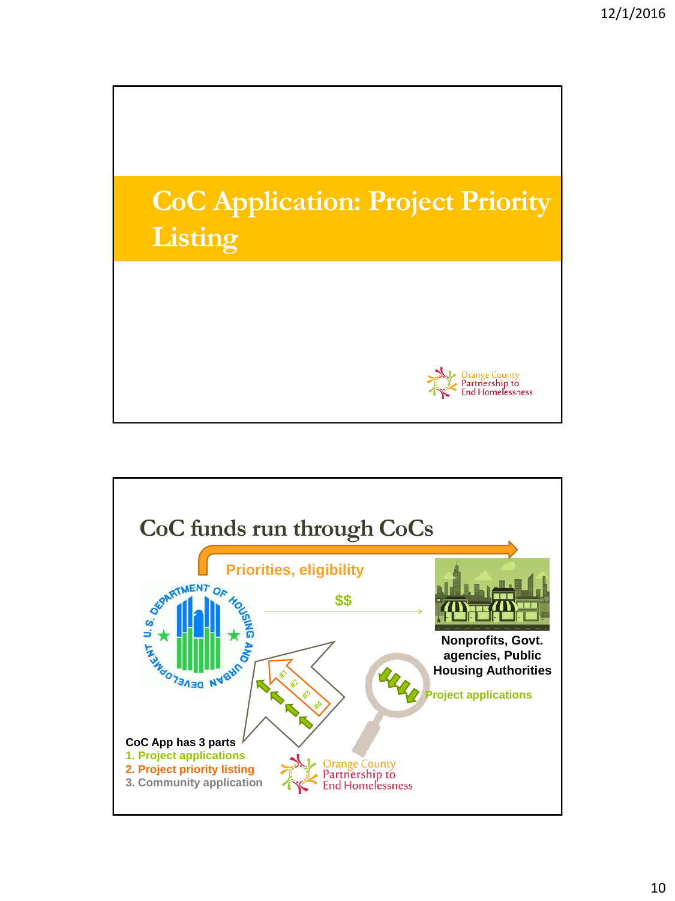# CoC Application: Project Priority Listing

## CoC funds run through CoCs

Priorities, eligibility

$$

Nonprofits, Govt. agencies, Public Housing Authorities

Project applications

#1 #2 #3 #4

**CoC App has 3 parts**

1. Project applications
2. Project priority listing
3. Community application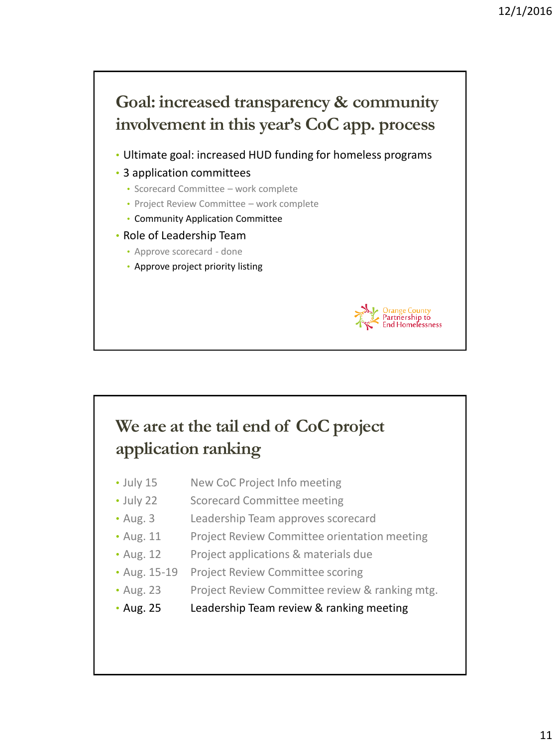## Goal: increased transparency & community involvement in this year's CoC app. process

- Ultimate goal: increased HUD funding for homeless programs
- 3 application committees
  - Scorecard Committee – work complete
  - Project Review Committee – work complete
  - Community Application Committee
- Role of Leadership Team
  - Approve scorecard - done
  - Approve project priority listing

Orange County Partnership to End Homelessness

## We are at the tail end of CoC project application ranking

| | |
|---|---|
| July 15 | New CoC Project Info meeting |
| July 22 | Scorecard Committee meeting |
| Aug. 3 | Leadership Team approves scorecard |
| Aug. 11 | Project Review Committee orientation meeting |
| Aug. 12 | Project applications & materials due |
| Aug. 15-19 | Project Review Committee scoring |
| Aug. 23 | Project Review Committee review & ranking mtg. |
| Aug. 25 | Leadership Team review & ranking meeting |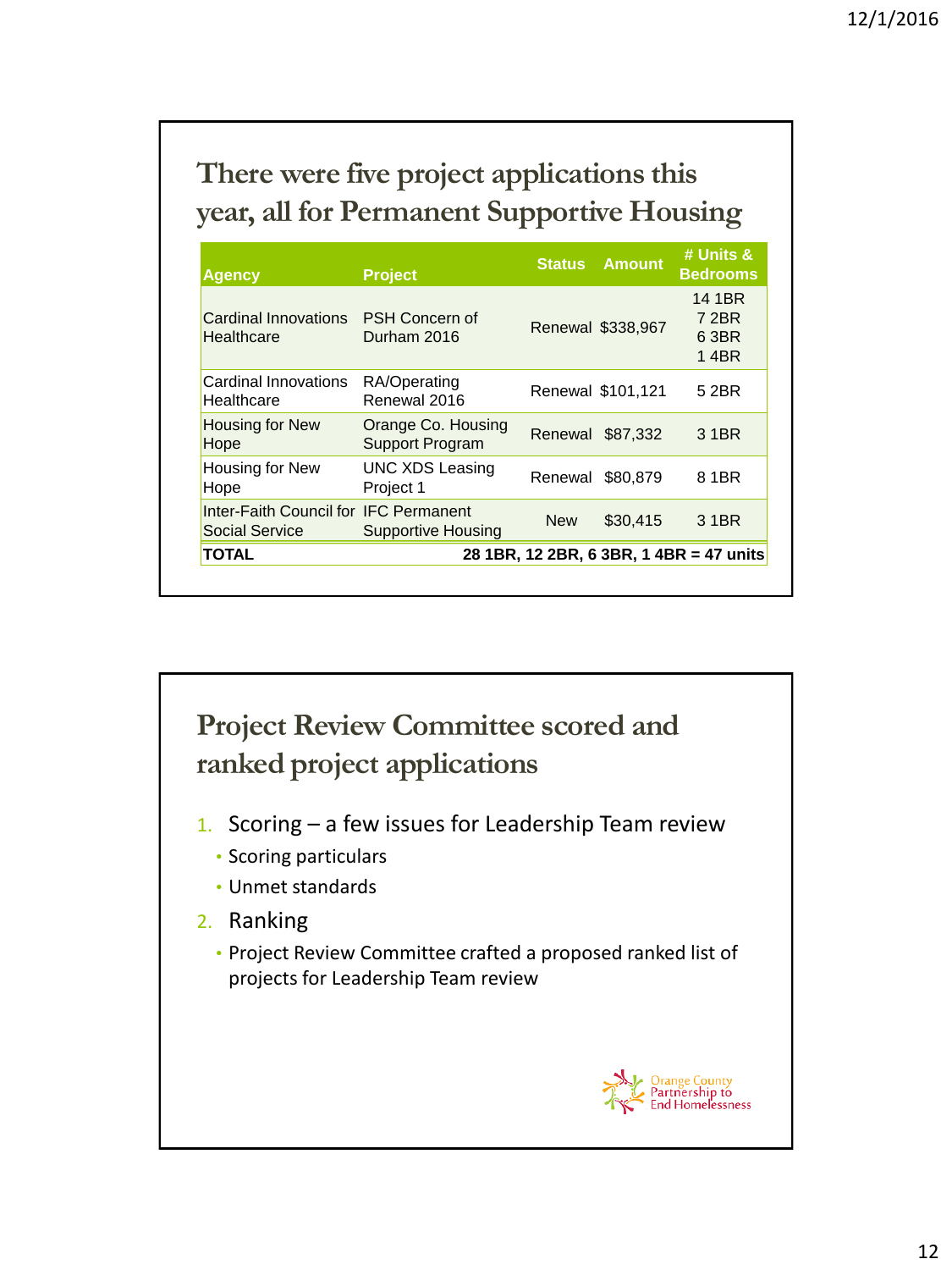## There were five project applications this year, all for Permanent Supportive Housing

| Agency | Project | Status | Amount | # Units & Bedrooms |
|---|---|---|---|---|
| Cardinal Innovations Healthcare | PSH Concern of Durham 2016 | Renewal | $338,967 | 14 1BR<br>7 2BR<br>6 3BR<br>1 4BR |
| Cardinal Innovations Healthcare | RA/Operating Renewal 2016 | Renewal | $101,121 | 5 2BR |
| Housing for New Hope | Orange Co. Housing Support Program | Renewal | $87,332 | 3 1BR |
| Housing for New Hope | UNC XDS Leasing Project 1 | Renewal | $80,879 | 8 1BR |
| Inter-Faith Council for Social Service | IFC Permanent Supportive Housing | New | $30,415 | 3 1BR |
| **TOTAL** | **28 1BR, 12 2BR, 6 3BR, 1 4BR = 47 units** | | | |

## Project Review Committee scored and ranked project applications

1. Scoring – a few issues for Leadership Team review
   - Scoring particulars
   - Unmet standards
2. Ranking
   - Project Review Committee crafted a proposed ranked list of projects for Leadership Team review

Orange County Partnership to End Homelessness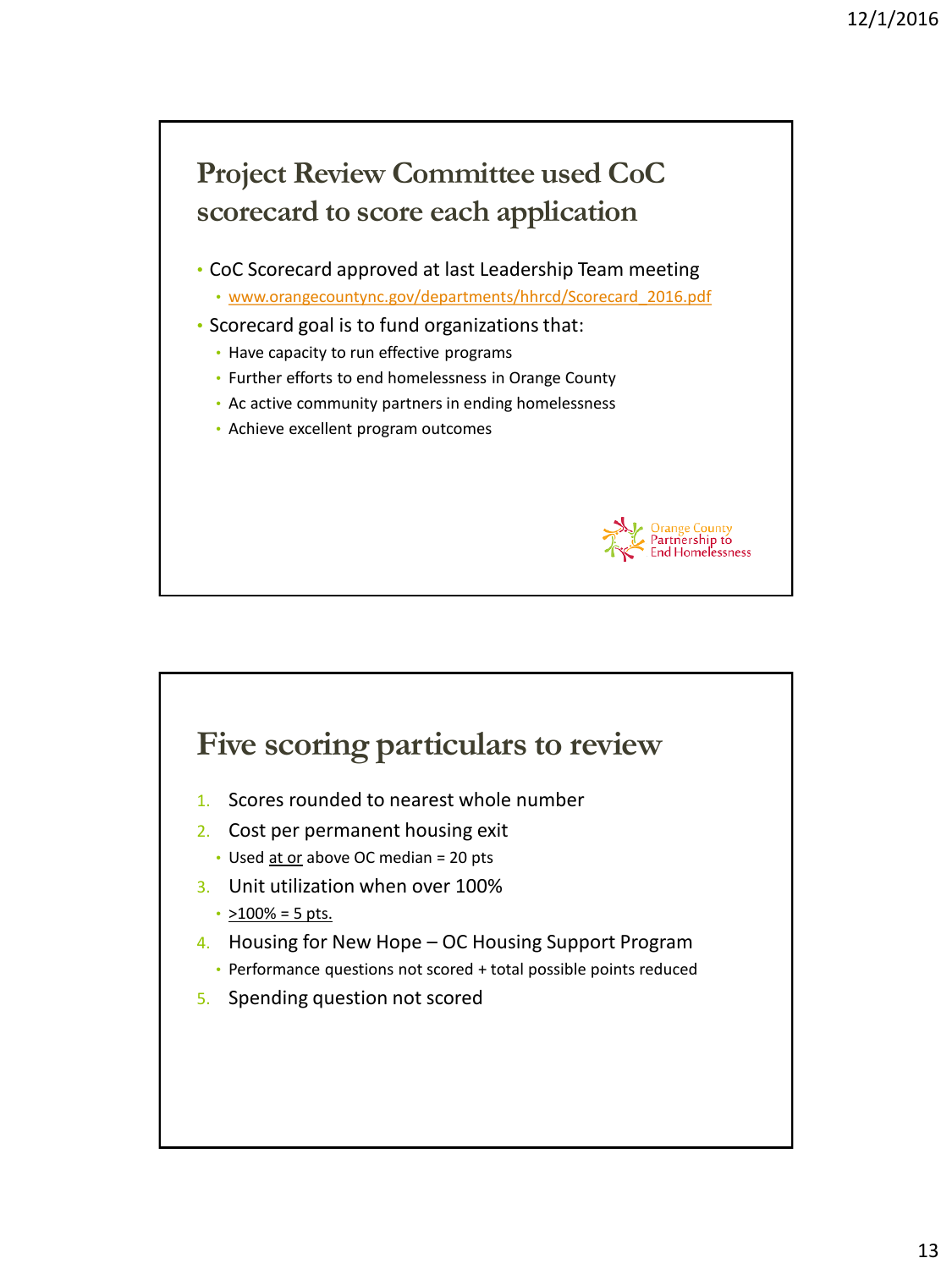## Project Review Committee used CoC scorecard to score each application

- CoC Scorecard approved at last Leadership Team meeting
  - www.orangecountync.gov/departments/hhrcd/Scorecard_2016.pdf
- Scorecard goal is to fund organizations that:
  - Have capacity to run effective programs
  - Further efforts to end homelessness in Orange County
  - Ac active community partners in ending homelessness
  - Achieve excellent program outcomes

Orange County Partnership to End Homelessness

## Five scoring particulars to review

1. Scores rounded to nearest whole number
2. Cost per permanent housing exit
   - Used <u>at or</u> above OC median = 20 pts
3. Unit utilization when over 100%
   - <u>>100% = 5 pts.</u>
4. Housing for New Hope – OC Housing Support Program
   - Performance questions not scored + total possible points reduced
5. Spending question not scored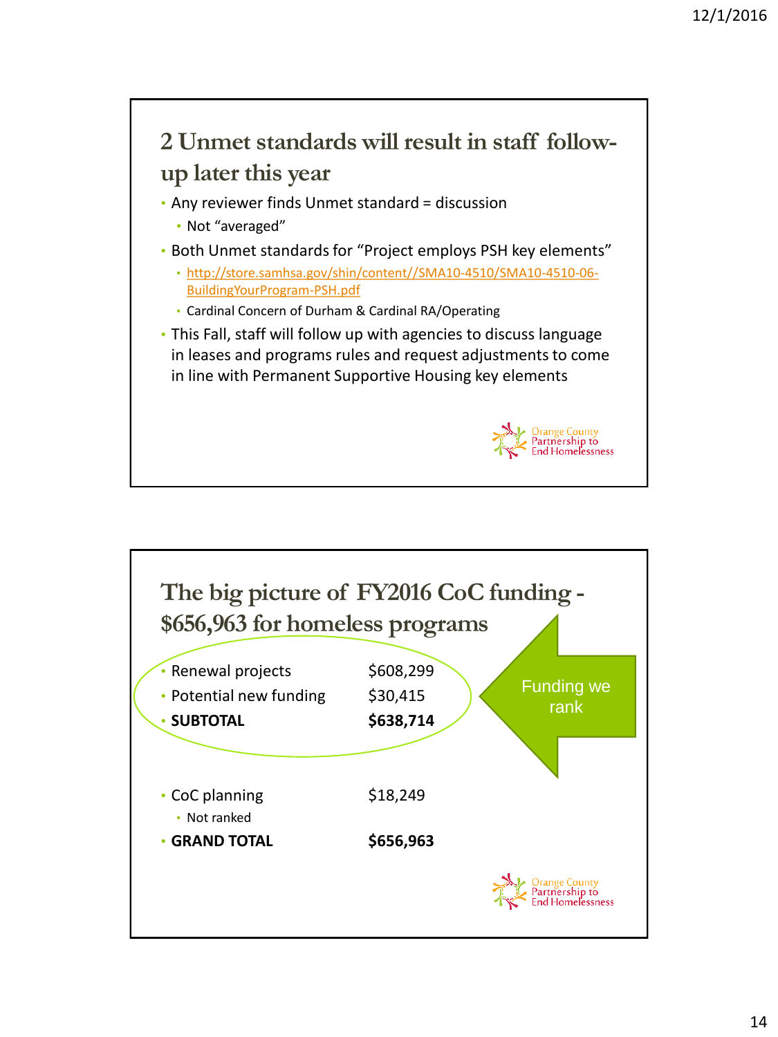## 2 Unmet standards will result in staff follow-up later this year

- Any reviewer finds Unmet standard = discussion
  - Not "averaged"
- Both Unmet standards for "Project employs PSH key elements"
  - http://store.samhsa.gov/shin/content//SMA10-4510/SMA10-4510-06-BuildingYourProgram-PSH.pdf
  - Cardinal Concern of Durham & Cardinal RA/Operating
- This Fall, staff will follow up with agencies to discuss language in leases and programs rules and request adjustments to come in line with Permanent Supportive Housing key elements

Orange County Partnership to End Homelessness

## The big picture of FY2016 CoC funding - $656,963 for homeless programs

- Renewal projects $608,299
- Potential new funding $30,415
- **SUBTOTAL** **$638,714**

Funding we rank

- CoC planning $18,249
  - Not ranked
- **GRAND TOTAL** **$656,963**

Orange County Partnership to End Homelessness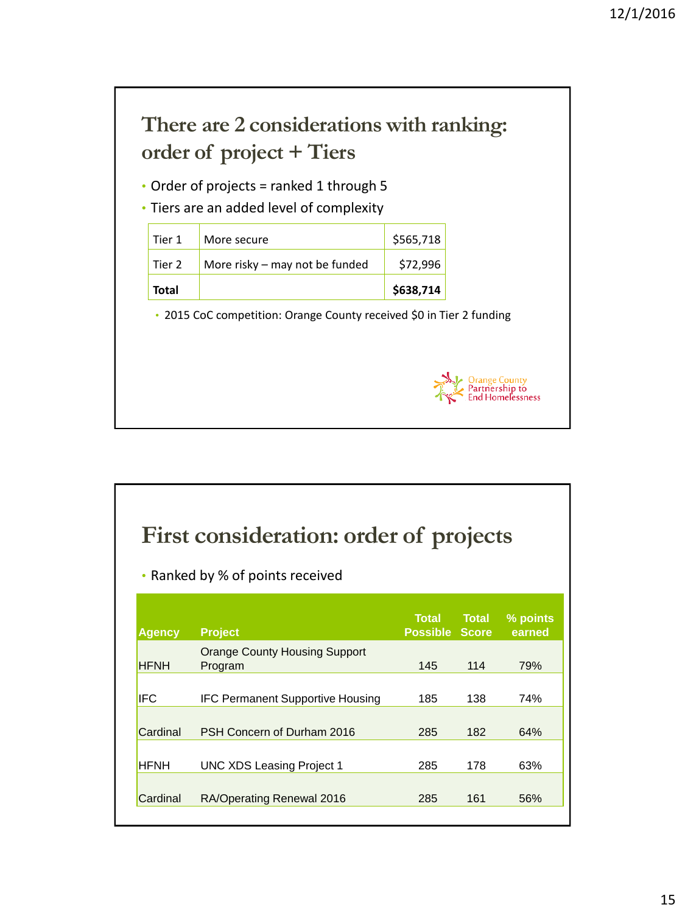## There are 2 considerations with ranking: order of project + Tiers

- Order of projects = ranked 1 through 5
- Tiers are an added level of complexity

| Tier 1 | More secure | $565,718 |
|---|---|---|
| Tier 2 | More risky – may not be funded | $72,996 |
| **Total** | | **$638,714** |

  - 2015 CoC competition: Orange County received $0 in Tier 2 funding

Orange County Partnership to End Homelessness

## First consideration: order of projects

- Ranked by % of points received

| Agency | Project | Total Possible | Total Score | % points earned |
|---|---|---|---|---|
| HFNH | Orange County Housing Support Program | 145 | 114 | 79% |
| IFC | IFC Permanent Supportive Housing | 185 | 138 | 74% |
| Cardinal | PSH Concern of Durham 2016 | 285 | 182 | 64% |
| HFNH | UNC XDS Leasing Project 1 | 285 | 178 | 63% |
| Cardinal | RA/Operating Renewal 2016 | 285 | 161 | 56% |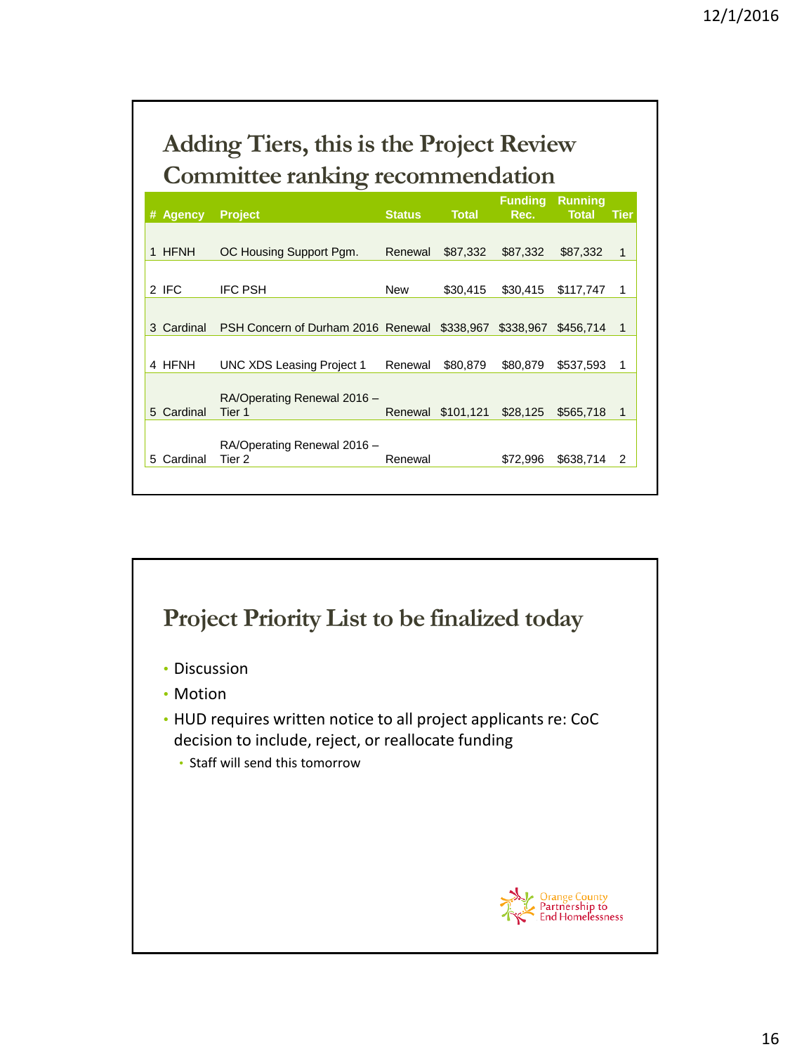## Adding Tiers, this is the Project Review Committee ranking recommendation

| # | Agency | Project | Status | Total | Funding Rec. | Running Total | Tier |
|---|---|---|---|---|---|---|---|
| 1 | HFNH | OC Housing Support Pgm. | Renewal | $87,332 | $87,332 | $87,332 | 1 |
| 2 | IFC | IFC PSH | New | $30,415 | $30,415 | $117,747 | 1 |
| 3 | Cardinal | PSH Concern of Durham 2016 | Renewal | $338,967 | $338,967 | $456,714 | 1 |
| 4 | HFNH | UNC XDS Leasing Project 1 | Renewal | $80,879 | $80,879 | $537,593 | 1 |
| 5 | Cardinal | RA/Operating Renewal 2016 – Tier 1 | Renewal | $101,121 | $28,125 | $565,718 | 1 |
| 5 | Cardinal | RA/Operating Renewal 2016 – Tier 2 | Renewal | | $72,996 | $638,714 | 2 |

## Project Priority List to be finalized today

- Discussion
- Motion
- HUD requires written notice to all project applicants re: CoC decision to include, reject, or reallocate funding
  - Staff will send this tomorrow

Orange County Partnership to End Homelessness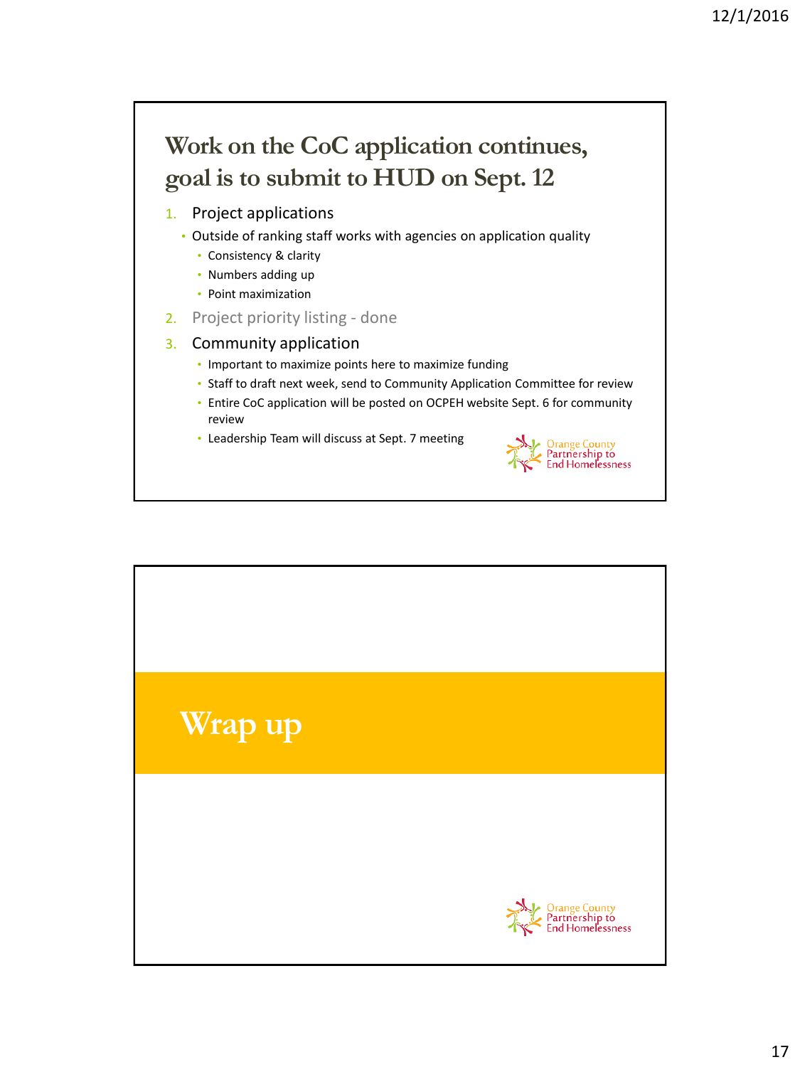## Work on the CoC application continues, goal is to submit to HUD on Sept. 12

1. Project applications
   - Outside of ranking staff works with agencies on application quality
     - Consistency & clarity
     - Numbers adding up
     - Point maximization
2. Project priority listing - done
3. Community application
   - Important to maximize points here to maximize funding
   - Staff to draft next week, send to Community Application Committee for review
   - Entire CoC application will be posted on OCPEH website Sept. 6 for community review
   - Leadership Team will discuss at Sept. 7 meeting

Orange County Partnership to End Homelessness

## Wrap up

Orange County Partnership to End Homelessness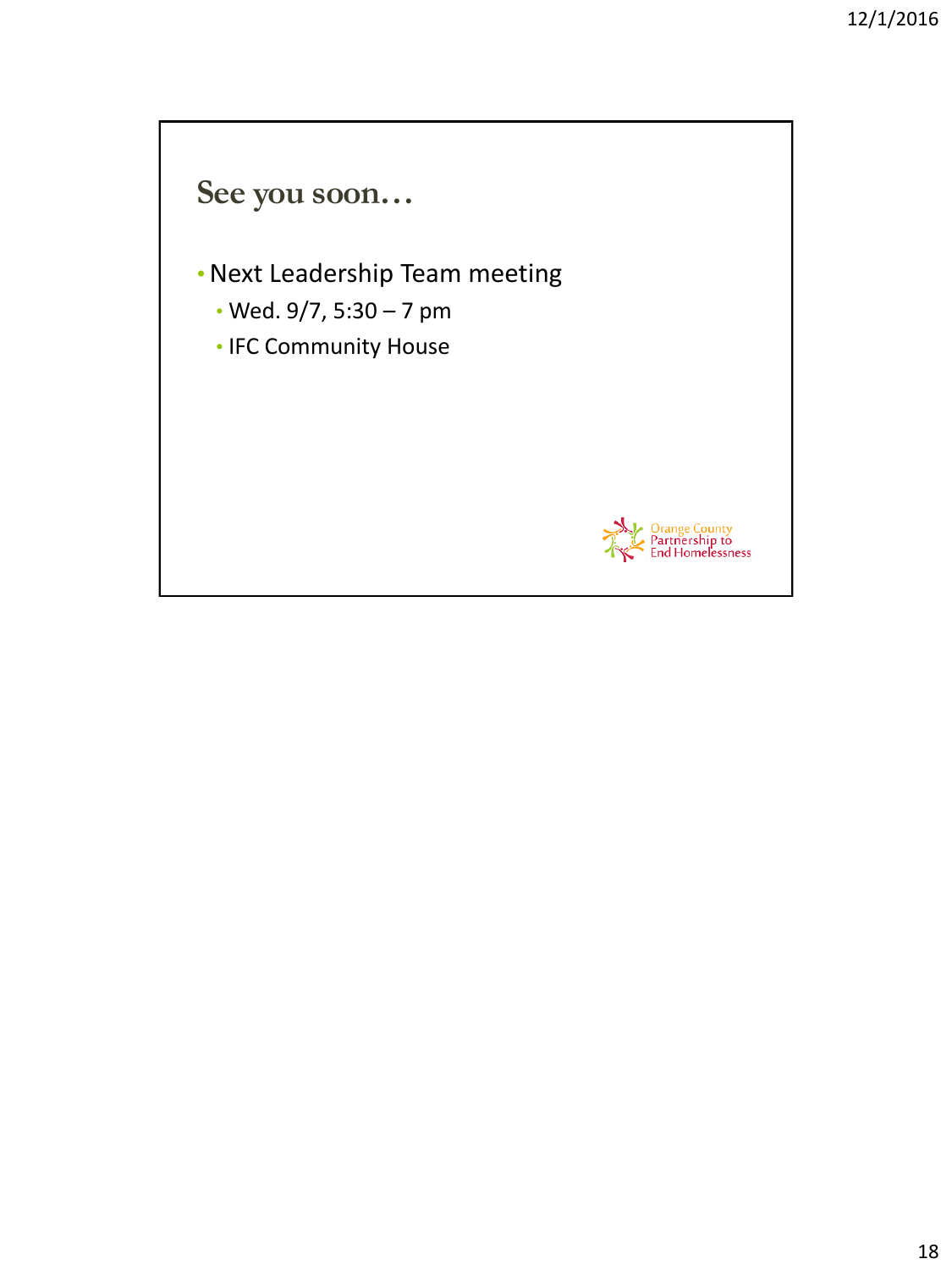## See you soon…

- Next Leadership Team meeting
  - Wed. 9/7, 5:30 – 7 pm
  - IFC Community House

Orange County Partnership to End Homelessness